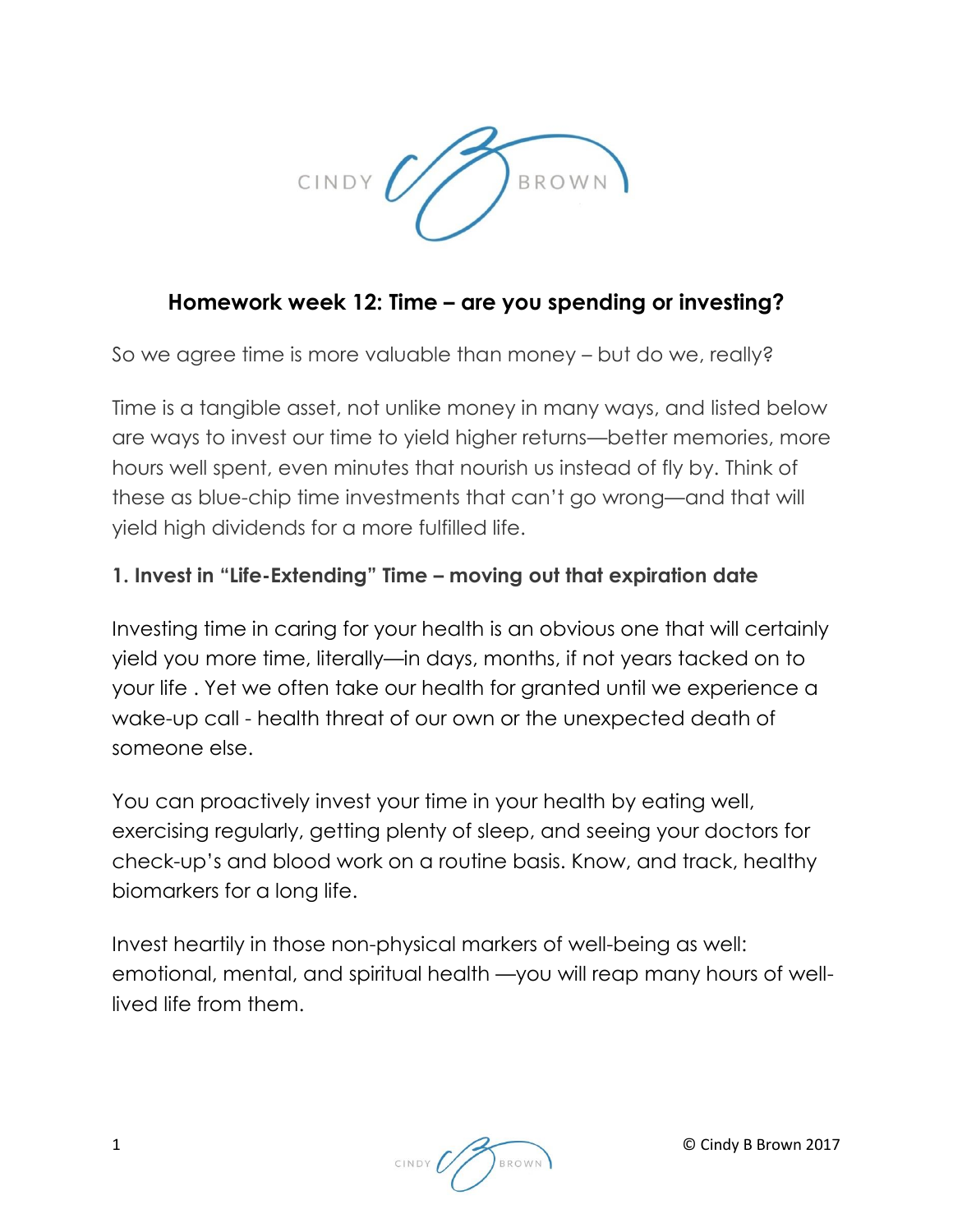## Homework week 12: Time – are you spending or investing?

So we agree time is more valuable than money – but do we, really?

Time is a tangible asset, not unlike money in many ways, and listed below are ways to invest our time to yield higher returns—better memories, more hours well spent, even minutes that nourish us instead of fly by. Think of these as blue-chip time investments that can't go wrong—and that will yield high dividends for a more fulfilled life.

### 1. Invest in "Life-Extending" Time – moving out that expiration date

Investing time in caring for your health is an obvious one that will certainly yield you more time, literally—in days, months, if not years tacked on to your life . Yet we often take our health for granted until we experience a wake-up call - health threat of our own or the unexpected death of someone else.

You can proactively invest your time in your health by eating well, exercising regularly, getting plenty of sleep, and seeing your doctors for check-up's and blood work on a routine basis. Know, and track, healthy biomarkers for a long life.

Invest heartily in those non-physical markers of well-being as well: emotional, mental, and spiritual health —you will reap many hours of well-lived life from them.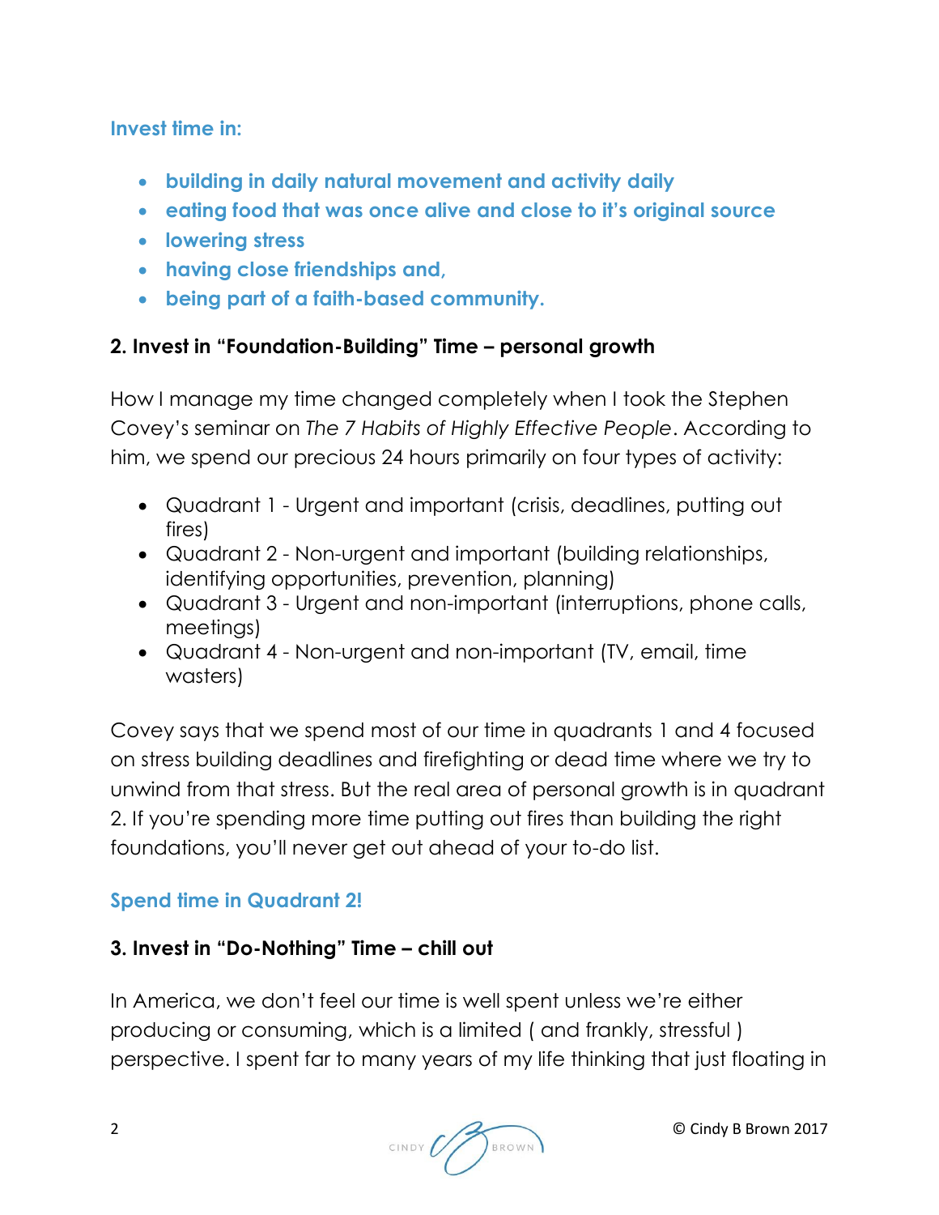**Invest time in:**

- **building in daily natural movement and activity daily**
- **eating food that was once alive and close to it's original source**
- **lowering stress**
- **having close friendships and,**
- **being part of a faith-based community.**

**2. Invest in "Foundation-Building" Time – personal growth**

How I manage my time changed completely when I took the Stephen Covey's seminar on *The 7 Habits of Highly Effective People*. According to him, we spend our precious 24 hours primarily on four types of activity:

- Quadrant 1 - Urgent and important (crisis, deadlines, putting out fires)
- Quadrant 2 - Non-urgent and important (building relationships, identifying opportunities, prevention, planning)
- Quadrant 3 - Urgent and non-important (interruptions, phone calls, meetings)
- Quadrant 4 - Non-urgent and non-important (TV, email, time wasters)

Covey says that we spend most of our time in quadrants 1 and 4 focused on stress building deadlines and firefighting or dead time where we try to unwind from that stress. But the real area of personal growth is in quadrant 2. If you're spending more time putting out fires than building the right foundations, you'll never get out ahead of your to-do list.

**Spend time in Quadrant 2!**

**3. Invest in "Do-Nothing" Time – chill out**

In America, we don't feel our time is well spent unless we're either producing or consuming, which is a limited ( and frankly, stressful ) perspective. I spent far to many years of my life thinking that just floating in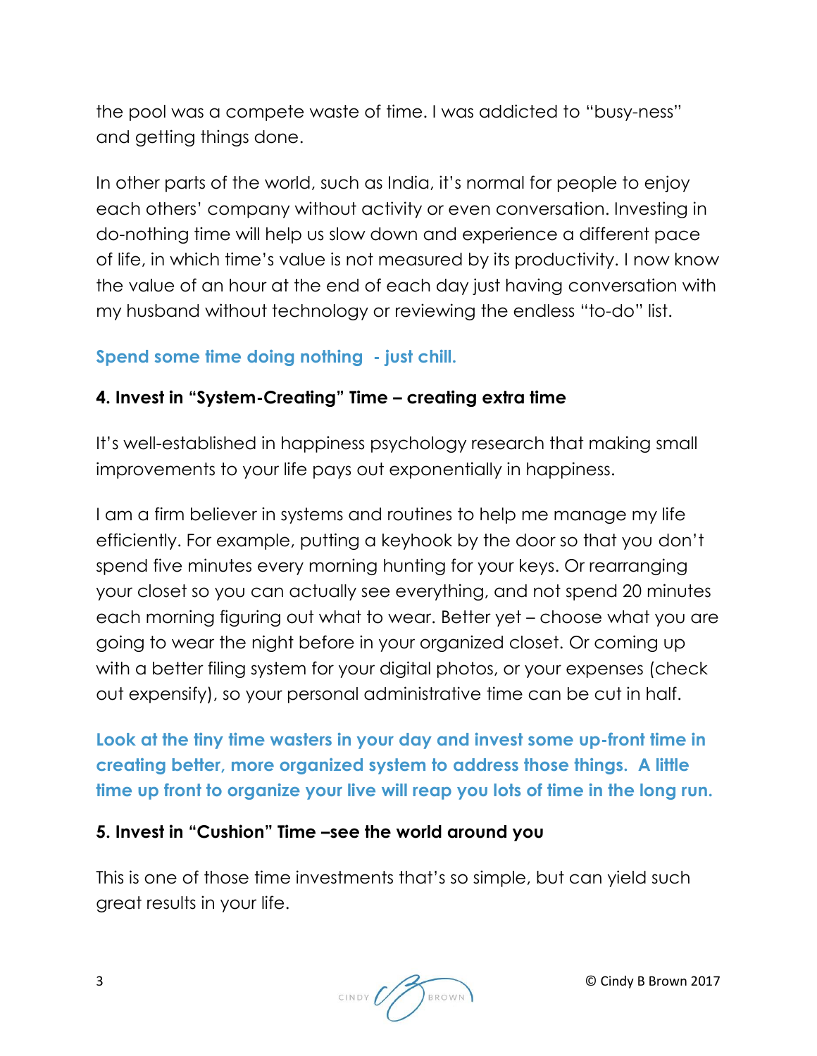the pool was a compete waste of time. I was addicted to "busy-ness" and getting things done.

In other parts of the world, such as India, it's normal for people to enjoy each others' company without activity or even conversation. Investing in do-nothing time will help us slow down and experience a different pace of life, in which time's value is not measured by its productivity. I now know the value of an hour at the end of each day just having conversation with my husband without technology or reviewing the endless "to-do" list.

**Spend some time doing nothing - just chill.**

### 4. Invest in "System-Creating" Time – creating extra time

It's well-established in happiness psychology research that making small improvements to your life pays out exponentially in happiness.

I am a firm believer in systems and routines to help me manage my life efficiently. For example, putting a keyhook by the door so that you don't spend five minutes every morning hunting for your keys. Or rearranging your closet so you can actually see everything, and not spend 20 minutes each morning figuring out what to wear. Better yet – choose what you are going to wear the night before in your organized closet. Or coming up with a better filing system for your digital photos, or your expenses (check out expensify), so your personal administrative time can be cut in half.

**Look at the tiny time wasters in your day and invest some up-front time in creating better, more organized system to address those things. A little time up front to organize your live will reap you lots of time in the long run.**

### 5. Invest in "Cushion" Time –see the world around you

This is one of those time investments that's so simple, but can yield such great results in your life.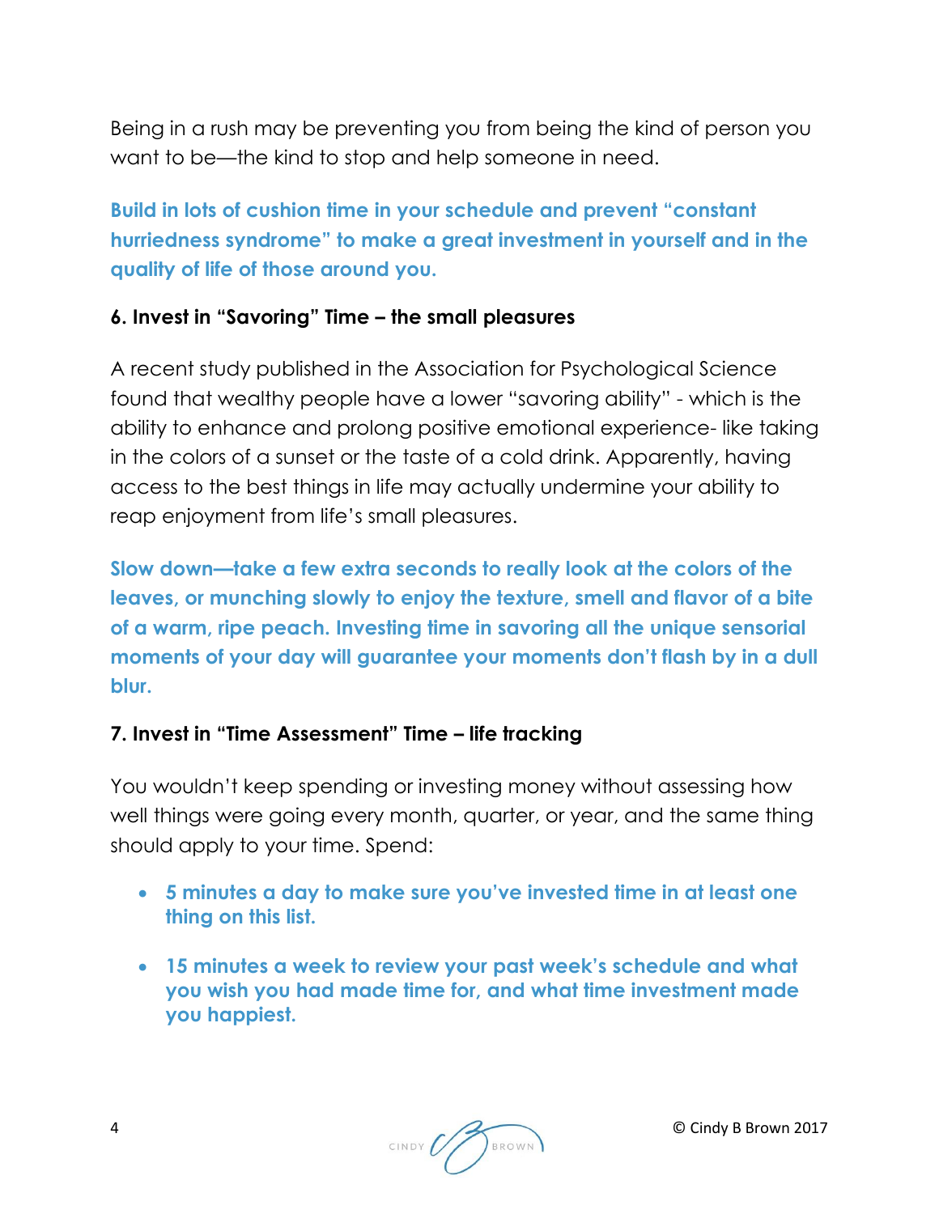Being in a rush may be preventing you from being the kind of person you want to be—the kind to stop and help someone in need.

**Build in lots of cushion time in your schedule and prevent "constant hurriedness syndrome" to make a great investment in yourself and in the quality of life of those around you.**

### 6. Invest in "Savoring" Time – the small pleasures

A recent study published in the Association for Psychological Science found that wealthy people have a lower "savoring ability" - which is the ability to enhance and prolong positive emotional experience- like taking in the colors of a sunset or the taste of a cold drink. Apparently, having access to the best things in life may actually undermine your ability to reap enjoyment from life's small pleasures.

**Slow down—take a few extra seconds to really look at the colors of the leaves, or munching slowly to enjoy the texture, smell and flavor of a bite of a warm, ripe peach. Investing time in savoring all the unique sensorial moments of your day will guarantee your moments don't flash by in a dull blur.**

### 7. Invest in "Time Assessment" Time – life tracking

You wouldn't keep spending or investing money without assessing how well things were going every month, quarter, or year, and the same thing should apply to your time. Spend:

- **5 minutes a day to make sure you've invested time in at least one thing on this list.**
- **15 minutes a week to review your past week's schedule and what you wish you had made time for, and what time investment made you happiest.**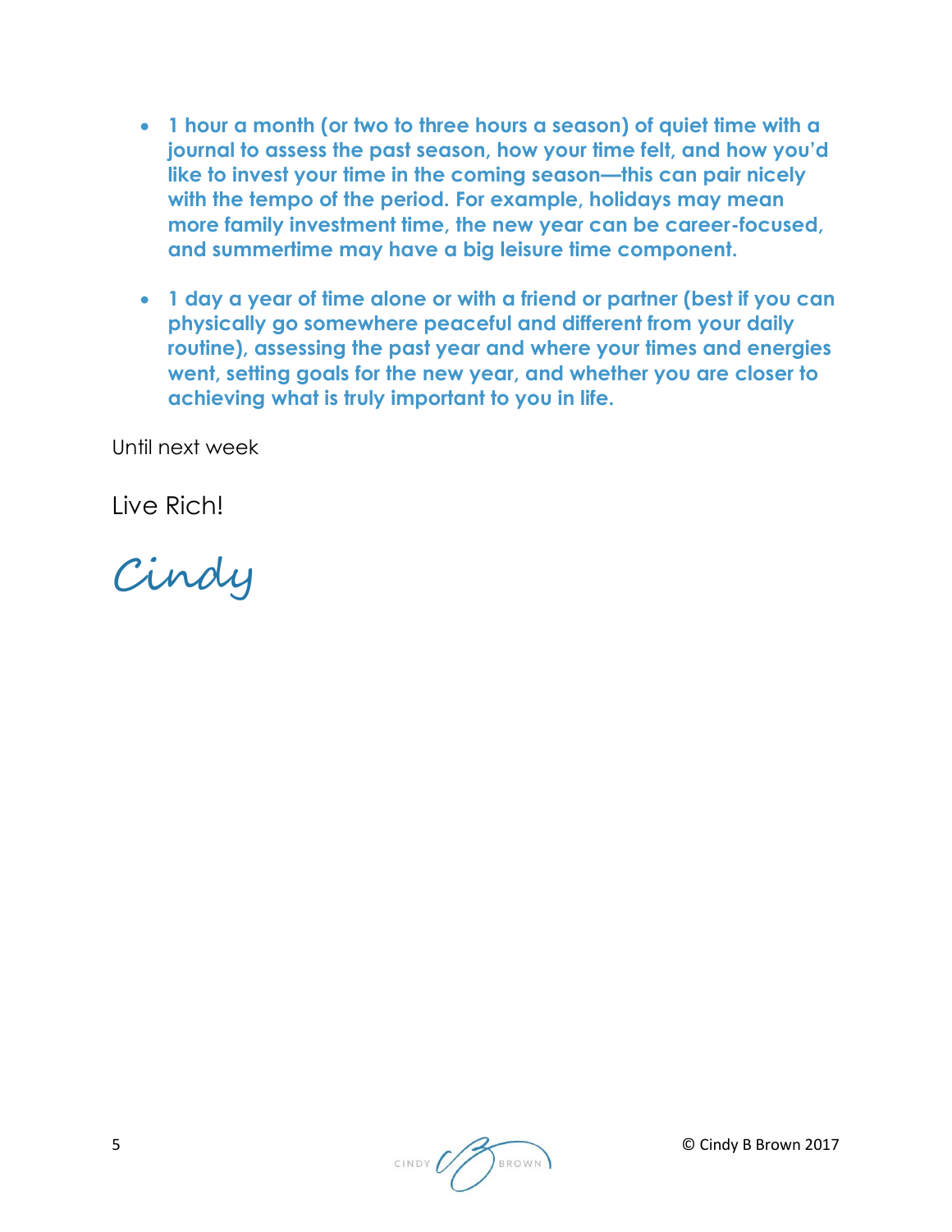- **1 hour a month (or two to three hours a season) of quiet time with a journal to assess the past season, how your time felt, and how you'd like to invest your time in the coming season—this can pair nicely with the tempo of the period. For example, holidays may mean more family investment time, the new year can be career-focused, and summertime may have a big leisure time component.**

- **1 day a year of time alone or with a friend or partner (best if you can physically go somewhere peaceful and different from your daily routine), assessing the past year and where your times and energies went, setting goals for the new year, and whether you are closer to achieving what is truly important to you in life.**

Until next week

Live Rich!

*Cindy*